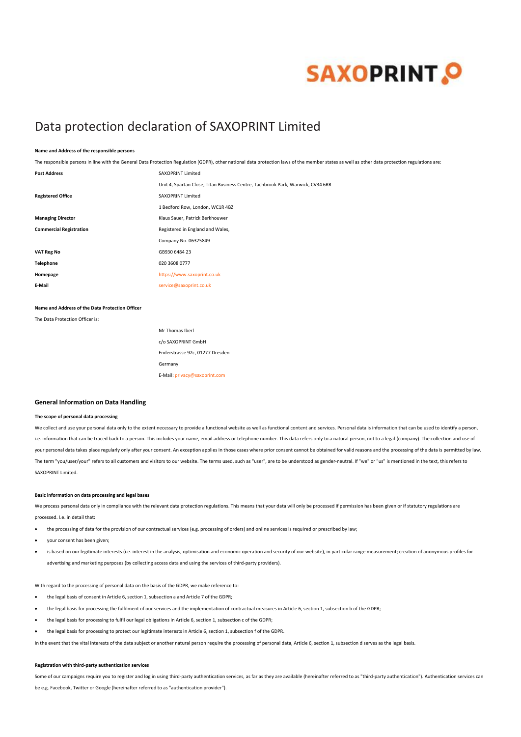SAXOPRINT

# Data protection declaration of SAXOPRINT Limited

**Name and Address of the responsible persons**

The responsible persons in line with the General Data Protection Regulation (GDPR), other national data protection laws of the member states as well as other data protection regulations are:

| | |
|---|---|
| **Post Address** | SAXOPRINT Limited |
| | Unit 4, Spartan Close, Titan Business Centre, Tachbrook Park, Warwick, CV34 6RR |
| **Registered Office** | SAXOPRINT Limited |
| | 1 Bedford Row, London, WC1R 4BZ |
| **Managing Director** | Klaus Sauer, Patrick Berkhouwer |
| **Commercial Registration** | Registered in England and Wales, |
| | Company No. 06325849 |
| **VAT Reg No** | GB930 6484 23 |
| **Telephone** | 020 3608 0777 |
| **Homepage** | https://www.saxoprint.co.uk |
| **E-Mail** | service@saxoprint.co.uk |

**Name and Address of the Data Protection Officer**

The Data Protection Officer is:

Mr Thomas Iberl
c/o SAXOPRINT GmbH
Enderstrasse 92c, 01277 Dresden
Germany
E-Mail: privacy@saxoprint.com

## General Information on Data Handling

**The scope of personal data processing**

We collect and use your personal data only to the extent necessary to provide a functional website as well as functional content and services. Personal data is information that can be used to identify a person, i.e. information that can be traced back to a person. This includes your name, email address or telephone number. This data refers only to a natural person, not to a legal (company). The collection and use of your personal data takes place regularly only after your consent. An exception applies in those cases where prior consent cannot be obtained for valid reasons and the processing of the data is permitted by law. The term "you/user/your" refers to all customers and visitors to our website. The terms used, such as "user", are to be understood as gender-neutral. If "we" or "us" is mentioned in the text, this refers to SAXOPRINT Limited.

**Basic information on data processing and legal bases**

We process personal data only in compliance with the relevant data protection regulations. This means that your data will only be processed if permission has been given or if statutory regulations are processed. I.e. in detail that:

- the processing of data for the provision of our contractual services (e.g. processing of orders) and online services is required or prescribed by law;
- your consent has been given;
- is based on our legitimate interests (i.e. interest in the analysis, optimisation and economic operation and security of our website), in particular range measurement; creation of anonymous profiles for advertising and marketing purposes (by collecting access data and using the services of third-party providers).

With regard to the processing of personal data on the basis of the GDPR, we make reference to:

- the legal basis of consent in Article 6, section 1, subsection a and Article 7 of the GDPR;
- the legal basis for processing the fulfilment of our services and the implementation of contractual measures in Article 6, section 1, subsection b of the GDPR;
- the legal basis for processing to fulfil our legal obligations in Article 6, section 1, subsection c of the GDPR;
- the legal basis for processing to protect our legitimate interests in Article 6, section 1, subsection f of the GDPR.

In the event that the vital interests of the data subject or another natural person require the processing of personal data, Article 6, section 1, subsection d serves as the legal basis.

**Registration with third-party authentication services**

Some of our campaigns require you to register and log in using third-party authentication services, as far as they are available (hereinafter referred to as "third-party authentication"). Authentication services can be e.g. Facebook, Twitter or Google (hereinafter referred to as "authentication provider").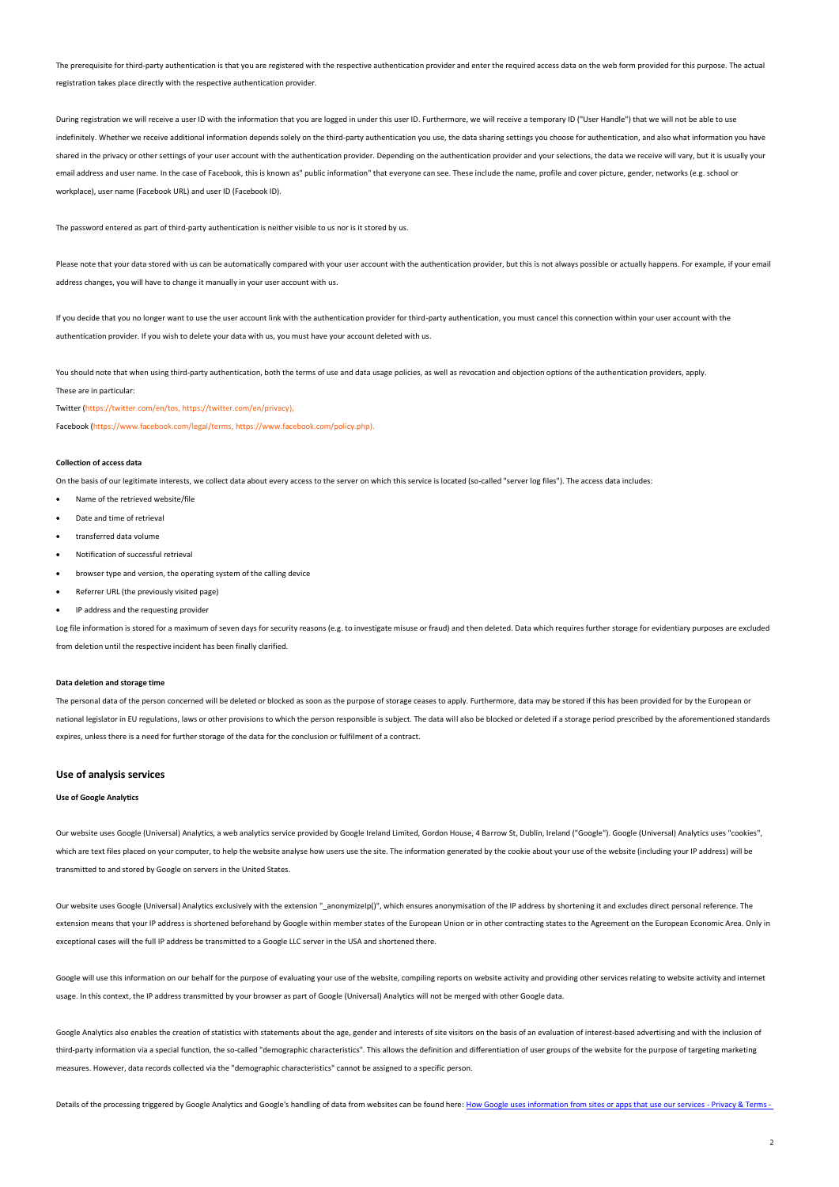The prerequisite for third-party authentication is that you are registered with the respective authentication provider and enter the required access data on the web form provided for this purpose. The actual registration takes place directly with the respective authentication provider.

During registration we will receive a user ID with the information that you are logged in under this user ID. Furthermore, we will receive a temporary ID ("User Handle") that we will not be able to use indefinitely. Whether we receive additional information depends solely on the third-party authentication you use, the data sharing settings you choose for authentication, and also what information you have shared in the privacy or other settings of your user account with the authentication provider. Depending on the authentication provider and your selections, the data we receive will vary, but it is usually your email address and user name. In the case of Facebook, this is known as" public information" that everyone can see. These include the name, profile and cover picture, gender, networks (e.g. school or workplace), user name (Facebook URL) and user ID (Facebook ID).

The password entered as part of third-party authentication is neither visible to us nor is it stored by us.

Please note that your data stored with us can be automatically compared with your user account with the authentication provider, but this is not always possible or actually happens. For example, if your email address changes, you will have to change it manually in your user account with us.

If you decide that you no longer want to use the user account link with the authentication provider for third-party authentication, you must cancel this connection within your user account with the authentication provider. If you wish to delete your data with us, you must have your account deleted with us.

You should note that when using third-party authentication, both the terms of use and data usage policies, as well as revocation and objection options of the authentication providers, apply.

These are in particular:

Twitter (https://twitter.com/en/tos, https://twitter.com/en/privacy),

Facebook (https://www.facebook.com/legal/terms, https://www.facebook.com/policy.php).

**Collection of access data**

On the basis of our legitimate interests, we collect data about every access to the server on which this service is located (so-called "server log files"). The access data includes:

- Name of the retrieved website/file
- Date and time of retrieval
- transferred data volume
- Notification of successful retrieval
- browser type and version, the operating system of the calling device
- Referrer URL (the previously visited page)
- IP address and the requesting provider

Log file information is stored for a maximum of seven days for security reasons (e.g. to investigate misuse or fraud) and then deleted. Data which requires further storage for evidentiary purposes are excluded from deletion until the respective incident has been finally clarified.

**Data deletion and storage time**

The personal data of the person concerned will be deleted or blocked as soon as the purpose of storage ceases to apply. Furthermore, data may be stored if this has been provided for by the European or national legislator in EU regulations, laws or other provisions to which the person responsible is subject. The data will also be blocked or deleted if a storage period prescribed by the aforementioned standards expires, unless there is a need for further storage of the data for the conclusion or fulfilment of a contract.

## Use of analysis services

**Use of Google Analytics**

Our website uses Google (Universal) Analytics, a web analytics service provided by Google Ireland Limited, Gordon House, 4 Barrow St, Dublin, Ireland ("Google"). Google (Universal) Analytics uses "cookies", which are text files placed on your computer, to help the website analyse how users use the site. The information generated by the cookie about your use of the website (including your IP address) will be transmitted to and stored by Google on servers in the United States.

Our website uses Google (Universal) Analytics exclusively with the extension "_anonymizeIp()", which ensures anonymisation of the IP address by shortening it and excludes direct personal reference. The extension means that your IP address is shortened beforehand by Google within member states of the European Union or in other contracting states to the Agreement on the European Economic Area. Only in exceptional cases will the full IP address be transmitted to a Google LLC server in the USA and shortened there.

Google will use this information on our behalf for the purpose of evaluating your use of the website, compiling reports on website activity and providing other services relating to website activity and internet usage. In this context, the IP address transmitted by your browser as part of Google (Universal) Analytics will not be merged with other Google data.

Google Analytics also enables the creation of statistics with statements about the age, gender and interests of site visitors on the basis of an evaluation of interest-based advertising and with the inclusion of third-party information via a special function, the so-called "demographic characteristics". This allows the definition and differentiation of user groups of the website for the purpose of targeting marketing measures. However, data records collected via the "demographic characteristics" cannot be assigned to a specific person.

Details of the processing triggered by Google Analytics and Google's handling of data from websites can be found here: How Google uses information from sites or apps that use our services - Privacy & Terms -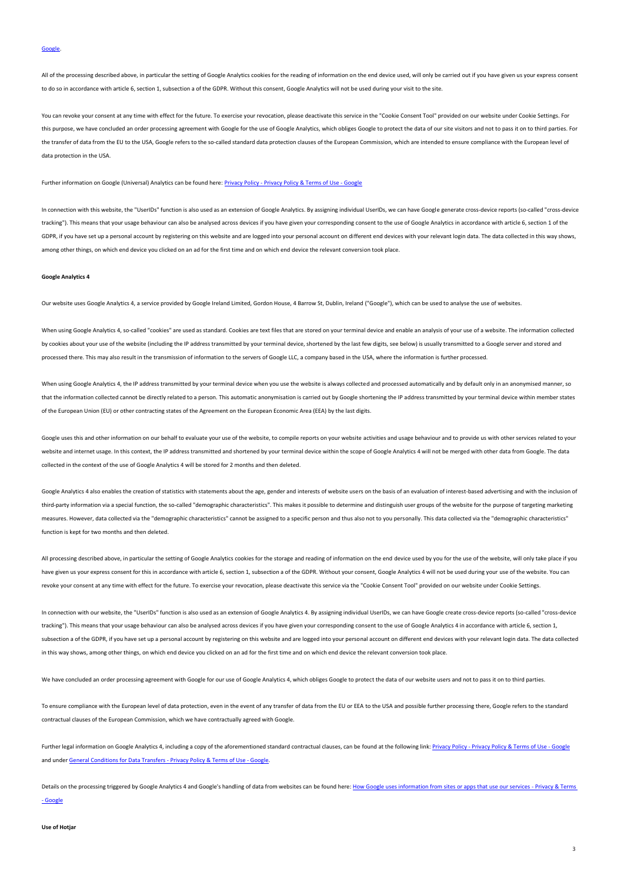Google.

All of the processing described above, in particular the setting of Google Analytics cookies for the reading of information on the end device used, will only be carried out if you have given us your express consent to do so in accordance with article 6, section 1, subsection a of the GDPR. Without this consent, Google Analytics will not be used during your visit to the site.

You can revoke your consent at any time with effect for the future. To exercise your revocation, please deactivate this service in the "Cookie Consent Tool" provided on our website under Cookie Settings. For this purpose, we have concluded an order processing agreement with Google for the use of Google Analytics, which obliges Google to protect the data of our site visitors and not to pass it on to third parties. For the transfer of data from the EU to the USA, Google refers to the so-called standard data protection clauses of the European Commission, which are intended to ensure compliance with the European level of data protection in the USA.

Further information on Google (Universal) Analytics can be found here: Privacy Policy - Privacy Policy & Terms of Use - Google

In connection with this website, the "UserIDs" function is also used as an extension of Google Analytics. By assigning individual UserIDs, we can have Google generate cross-device reports (so-called "cross-device tracking"). This means that your usage behaviour can also be analysed across devices if you have given your corresponding consent to the use of Google Analytics in accordance with article 6, section 1 of the GDPR, if you have set up a personal account by registering on this website and are logged into your personal account on different end devices with your relevant login data. The data collected in this way shows, among other things, on which end device you clicked on an ad for the first time and on which end device the relevant conversion took place.

**Google Analytics 4**

Our website uses Google Analytics 4, a service provided by Google Ireland Limited, Gordon House, 4 Barrow St, Dublin, Ireland ("Google"), which can be used to analyse the use of websites.

When using Google Analytics 4, so-called "cookies" are used as standard. Cookies are text files that are stored on your terminal device and enable an analysis of your use of a website. The information collected by cookies about your use of the website (including the IP address transmitted by your terminal device, shortened by the last few digits, see below) is usually transmitted to a Google server and stored and processed there. This may also result in the transmission of information to the servers of Google LLC, a company based in the USA, where the information is further processed.

When using Google Analytics 4, the IP address transmitted by your terminal device when you use the website is always collected and processed automatically and by default only in an anonymised manner, so that the information collected cannot be directly related to a person. This automatic anonymisation is carried out by Google shortening the IP address transmitted by your terminal device within member states of the European Union (EU) or other contracting states of the Agreement on the European Economic Area (EEA) by the last digits.

Google uses this and other information on our behalf to evaluate your use of the website, to compile reports on your website activities and usage behaviour and to provide us with other services related to your website and internet usage. In this context, the IP address transmitted and shortened by your terminal device within the scope of Google Analytics 4 will not be merged with other data from Google. The data collected in the context of the use of Google Analytics 4 will be stored for 2 months and then deleted.

Google Analytics 4 also enables the creation of statistics with statements about the age, gender and interests of website users on the basis of an evaluation of interest-based advertising and with the inclusion of third-party information via a special function, the so-called "demographic characteristics". This makes it possible to determine and distinguish user groups of the website for the purpose of targeting marketing measures. However, data collected via the "demographic characteristics" cannot be assigned to a specific person and thus also not to you personally. This data collected via the "demographic characteristics" function is kept for two months and then deleted.

All processing described above, in particular the setting of Google Analytics cookies for the storage and reading of information on the end device used by you for the use of the website, will only take place if you have given us your express consent for this in accordance with article 6, section 1, subsection a of the GDPR. Without your consent, Google Analytics 4 will not be used during your use of the website. You can revoke your consent at any time with effect for the future. To exercise your revocation, please deactivate this service via the "Cookie Consent Tool" provided on our website under Cookie Settings.

In connection with our website, the "UserIDs" function is also used as an extension of Google Analytics 4. By assigning individual UserIDs, we can have Google create cross-device reports (so-called "cross-device tracking"). This means that your usage behaviour can also be analysed across devices if you have given your corresponding consent to the use of Google Analytics 4 in accordance with article 6, section 1, subsection a of the GDPR, if you have set up a personal account by registering on this website and are logged into your personal account on different end devices with your relevant login data. The data collected in this way shows, among other things, on which end device you clicked on an ad for the first time and on which end device the relevant conversion took place.

We have concluded an order processing agreement with Google for our use of Google Analytics 4, which obliges Google to protect the data of our website users and not to pass it on to third parties.

To ensure compliance with the European level of data protection, even in the event of any transfer of data from the EU or EEA to the USA and possible further processing there, Google refers to the standard contractual clauses of the European Commission, which we have contractually agreed with Google.

Further legal information on Google Analytics 4, including a copy of the aforementioned standard contractual clauses, can be found at the following link: Privacy Policy - Privacy Policy & Terms of Use - Google and under General Conditions for Data Transfers - Privacy Policy & Terms of Use - Google.

Details on the processing triggered by Google Analytics 4 and Google's handling of data from websites can be found here: How Google uses information from sites or apps that use our services - Privacy & Terms - Google

**Use of Hotjar**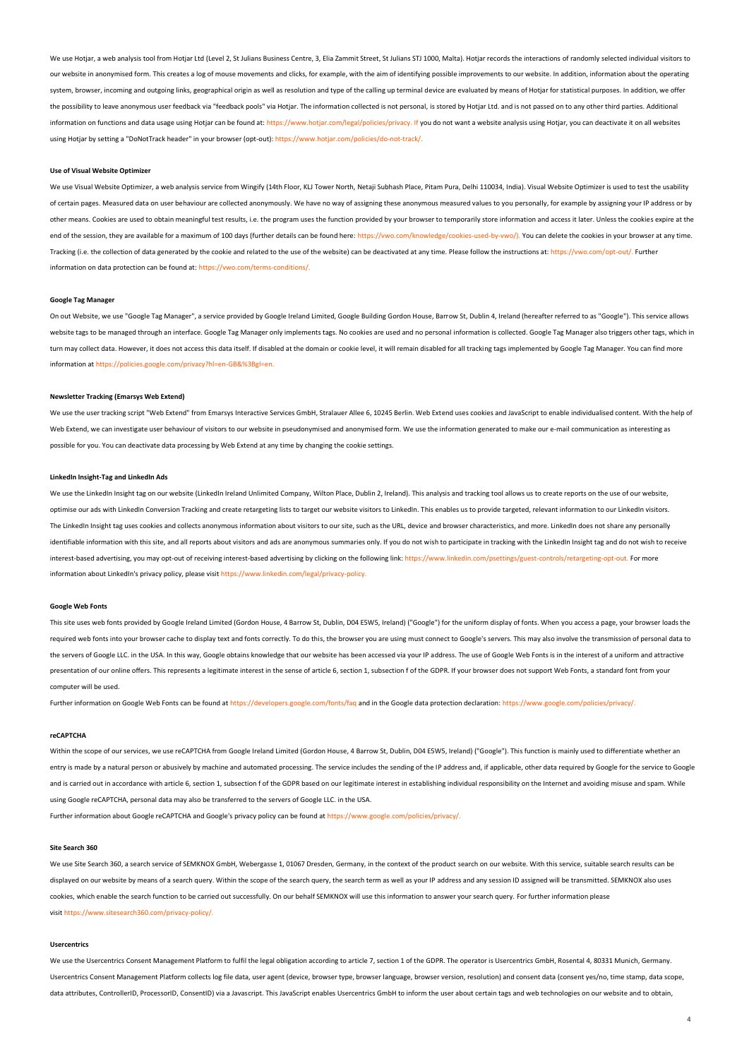We use Hotjar, a web analysis tool from Hotjar Ltd (Level 2, St Julians Business Centre, 3, Elia Zammit Street, St Julians STJ 1000, Malta). Hotjar records the interactions of randomly selected individual visitors to our website in anonymised form. This creates a log of mouse movements and clicks, for example, with the aim of identifying possible improvements to our website. In addition, information about the operating system, browser, incoming and outgoing links, geographical origin as well as resolution and type of the calling up terminal device are evaluated by means of Hotjar for statistical purposes. In addition, we offer the possibility to leave anonymous user feedback via "feedback pools" via Hotjar. The information collected is not personal, is stored by Hotjar Ltd. and is not passed on to any other third parties. Additional information on functions and data usage using Hotjar can be found at: https://www.hotjar.com/legal/policies/privacy. If you do not want a website analysis using Hotjar, you can deactivate it on all websites using Hotjar by setting a "DoNotTrack header" in your browser (opt-out): https://www.hotjar.com/policies/do-not-track/.

**Use of Visual Website Optimizer**

We use Visual Website Optimizer, a web analysis service from Wingify (14th Floor, KLJ Tower North, Netaji Subhash Place, Pitam Pura, Delhi 110034, India). Visual Website Optimizer is used to test the usability of certain pages. Measured data on user behaviour are collected anonymously. We have no way of assigning these anonymous measured values to you personally, for example by assigning your IP address or by other means. Cookies are used to obtain meaningful test results, i.e. the program uses the function provided by your browser to temporarily store information and access it later. Unless the cookies expire at the end of the session, they are available for a maximum of 100 days (further details can be found here: https://vwo.com/knowledge/cookies-used-by-vwo/). You can delete the cookies in your browser at any time. Tracking (i.e. the collection of data generated by the cookie and related to the use of the website) can be deactivated at any time. Please follow the instructions at: https://vwo.com/opt-out/. Further information on data protection can be found at: https://vwo.com/terms-conditions/.

**Google Tag Manager**

On out Website, we use "Google Tag Manager", a service provided by Google Ireland Limited, Google Building Gordon House, Barrow St, Dublin 4, Ireland (hereafter referred to as "Google"). This service allows website tags to be managed through an interface. Google Tag Manager only implements tags. No cookies are used and no personal information is collected. Google Tag Manager also triggers other tags, which in turn may collect data. However, it does not access this data itself. If disabled at the domain or cookie level, it will remain disabled for all tracking tags implemented by Google Tag Manager. You can find more information at https://policies.google.com/privacy?hl=en-GB&%3Bgl=en.

**Newsletter Tracking (Emarsys Web Extend)**

We use the user tracking script "Web Extend" from Emarsys Interactive Services GmbH, Stralauer Allee 6, 10245 Berlin. Web Extend uses cookies and JavaScript to enable individualised content. With the help of Web Extend, we can investigate user behaviour of visitors to our website in pseudonymised and anonymised form. We use the information generated to make our e-mail communication as interesting as possible for you. You can deactivate data processing by Web Extend at any time by changing the cookie settings.

**LinkedIn Insight-Tag and LinkedIn Ads**

We use the LinkedIn Insight tag on our website (LinkedIn Ireland Unlimited Company, Wilton Place, Dublin 2, Ireland). This analysis and tracking tool allows us to create reports on the use of our website, optimise our ads with LinkedIn Conversion Tracking and create retargeting lists to target our website visitors to LinkedIn. This enables us to provide targeted, relevant information to our LinkedIn visitors. The LinkedIn Insight tag uses cookies and collects anonymous information about visitors to our site, such as the URL, device and browser characteristics, and more. LinkedIn does not share any personally identifiable information with this site, and all reports about visitors and ads are anonymous summaries only. If you do not wish to participate in tracking with the LinkedIn Insight tag and do not wish to receive interest-based advertising, you may opt-out of receiving interest-based advertising by clicking on the following link: https://www.linkedin.com/psettings/guest-controls/retargeting-opt-out. For more information about LinkedIn's privacy policy, please visit https://www.linkedin.com/legal/privacy-policy.

**Google Web Fonts**

This site uses web fonts provided by Google Ireland Limited (Gordon House, 4 Barrow St, Dublin, D04 E5W5, Ireland) ("Google") for the uniform display of fonts. When you access a page, your browser loads the required web fonts into your browser cache to display text and fonts correctly. To do this, the browser you are using must connect to Google's servers. This may also involve the transmission of personal data to the servers of Google LLC. in the USA. In this way, Google obtains knowledge that our website has been accessed via your IP address. The use of Google Web Fonts is in the interest of a uniform and attractive presentation of our online offers. This represents a legitimate interest in the sense of article 6, section 1, subsection f of the GDPR. If your browser does not support Web Fonts, a standard font from your computer will be used.

Further information on Google Web Fonts can be found at https://developers.google.com/fonts/faq and in the Google data protection declaration: https://www.google.com/policies/privacy/.

**reCAPTCHA**

Within the scope of our services, we use reCAPTCHA from Google Ireland Limited (Gordon House, 4 Barrow St, Dublin, D04 E5W5, Ireland) ("Google"). This function is mainly used to differentiate whether an entry is made by a natural person or abusively by machine and automated processing. The service includes the sending of the IP address and, if applicable, other data required by Google for the service to Google and is carried out in accordance with article 6, section 1, subsection f of the GDPR based on our legitimate interest in establishing individual responsibility on the Internet and avoiding misuse and spam. While using Google reCAPTCHA, personal data may also be transferred to the servers of Google LLC. in the USA.

Further information about Google reCAPTCHA and Google's privacy policy can be found at https://www.google.com/policies/privacy/.

**Site Search 360**

We use Site Search 360, a search service of SEMKNOX GmbH, Webergasse 1, 01067 Dresden, Germany, in the context of the product search on our website. With this service, suitable search results can be displayed on our website by means of a search query. Within the scope of the search query, the search term as well as your IP address and any session ID assigned will be transmitted. SEMKNOX also uses cookies, which enable the search function to be carried out successfully. On our behalf SEMKNOX will use this information to answer your search query. For further information please visit https://www.sitesearch360.com/privacy-policy/.

**Usercentrics**

We use the Usercentrics Consent Management Platform to fulfil the legal obligation according to article 7, section 1 of the GDPR. The operator is Usercentrics GmbH, Rosental 4, 80331 Munich, Germany. Usercentrics Consent Management Platform collects log file data, user agent (device, browser type, browser language, browser version, resolution) and consent data (consent yes/no, time stamp, data scope, data attributes, ControllerID, ProcessorID, ConsentID) via a Javascript. This JavaScript enables Usercentrics GmbH to inform the user about certain tags and web technologies on our website and to obtain,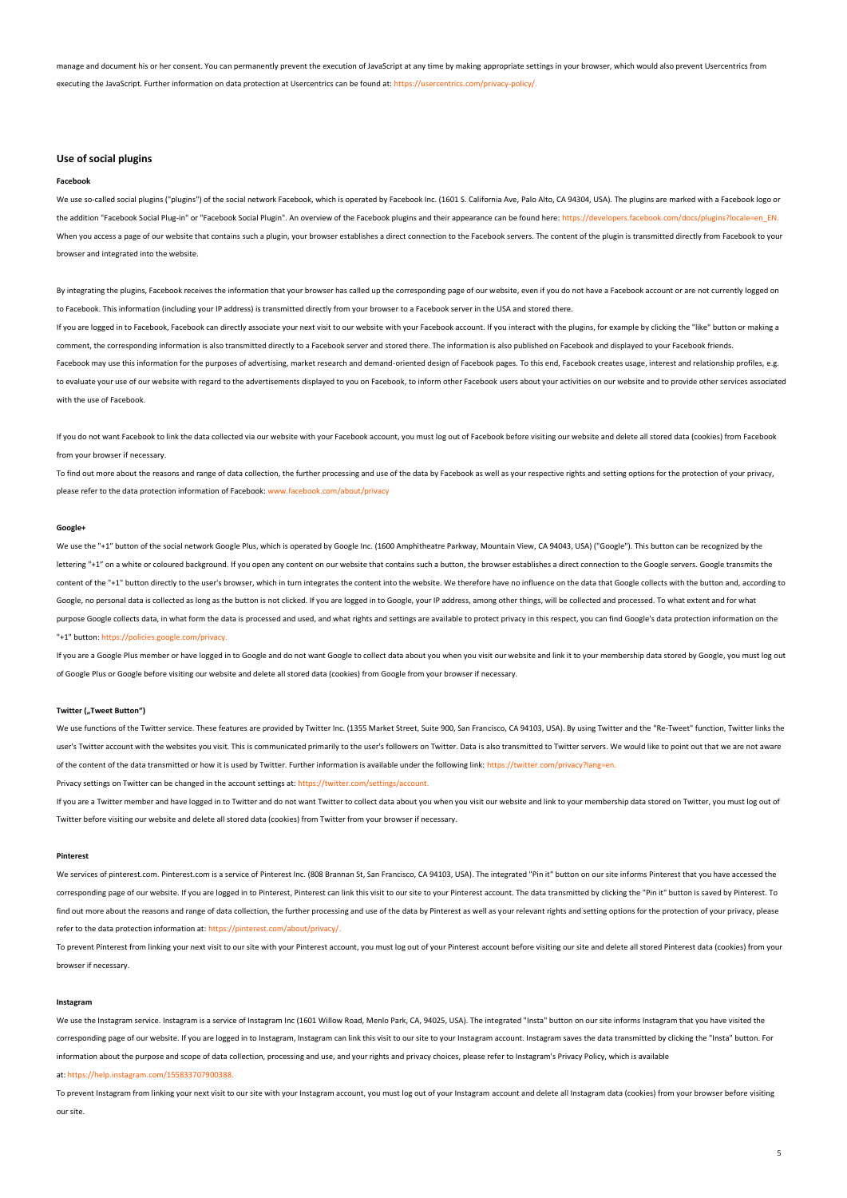manage and document his or her consent. You can permanently prevent the execution of JavaScript at any time by making appropriate settings in your browser, which would also prevent Usercentrics from executing the JavaScript. Further information on data protection at Usercentrics can be found at: https://usercentrics.com/privacy-policy/.

## Use of social plugins

### Facebook

We use so-called social plugins ("plugins") of the social network Facebook, which is operated by Facebook Inc. (1601 S. California Ave, Palo Alto, CA 94304, USA). The plugins are marked with a Facebook logo or the addition "Facebook Social Plug-in" or "Facebook Social Plugin". An overview of the Facebook plugins and their appearance can be found here: https://developers.facebook.com/docs/plugins?locale=en_EN. When you access a page of our website that contains such a plugin, your browser establishes a direct connection to the Facebook servers. The content of the plugin is transmitted directly from Facebook to your browser and integrated into the website.

By integrating the plugins, Facebook receives the information that your browser has called up the corresponding page of our website, even if you do not have a Facebook account or are not currently logged on to Facebook. This information (including your IP address) is transmitted directly from your browser to a Facebook server in the USA and stored there.

If you are logged in to Facebook, Facebook can directly associate your next visit to our website with your Facebook account. If you interact with the plugins, for example by clicking the "like" button or making a comment, the corresponding information is also transmitted directly to a Facebook server and stored there. The information is also published on Facebook and displayed to your Facebook friends.

Facebook may use this information for the purposes of advertising, market research and demand-oriented design of Facebook pages. To this end, Facebook creates usage, interest and relationship profiles, e.g. to evaluate your use of our website with regard to the advertisements displayed to you on Facebook, to inform other Facebook users about your activities on our website and to provide other services associated with the use of Facebook.

If you do not want Facebook to link the data collected via our website with your Facebook account, you must log out of Facebook before visiting our website and delete all stored data (cookies) from Facebook from your browser if necessary.

To find out more about the reasons and range of data collection, the further processing and use of the data by Facebook as well as your respective rights and setting options for the protection of your privacy, please refer to the data protection information of Facebook: www.facebook.com/about/privacy

### Google+

We use the "+1" button of the social network Google Plus, which is operated by Google Inc. (1600 Amphitheatre Parkway, Mountain View, CA 94043, USA) ("Google"). This button can be recognized by the lettering "+1" on a white or coloured background. If you open any content on our website that contains such a button, the browser establishes a direct connection to the Google servers. Google transmits the content of the "+1" button directly to the user's browser, which in turn integrates the content into the website. We therefore have no influence on the data that Google collects with the button and, according to Google, no personal data is collected as long as the button is not clicked. If you are logged in to Google, your IP address, among other things, will be collected and processed. To what extent and for what purpose Google collects data, in what form the data is processed and used, and what rights and settings are available to protect privacy in this respect, you can find Google's data protection information on the "+1" button: https://policies.google.com/privacy.

If you are a Google Plus member or have logged in to Google and do not want Google to collect data about you when you visit our website and link it to your membership data stored by Google, you must log out of Google Plus or Google before visiting our website and delete all stored data (cookies) from Google from your browser if necessary.

### Twitter („Tweet Button")

We use functions of the Twitter service. These features are provided by Twitter Inc. (1355 Market Street, Suite 900, San Francisco, CA 94103, USA). By using Twitter and the "Re-Tweet" function, Twitter links the user's Twitter account with the websites you visit. This is communicated primarily to the user's followers on Twitter. Data is also transmitted to Twitter servers. We would like to point out that we are not aware of the content of the data transmitted or how it is used by Twitter. Further information is available under the following link: https://twitter.com/privacy?lang=en.

Privacy settings on Twitter can be changed in the account settings at: https://twitter.com/settings/account.

If you are a Twitter member and have logged in to Twitter and do not want Twitter to collect data about you when you visit our website and link to your membership data stored on Twitter, you must log out of Twitter before visiting our website and delete all stored data (cookies) from Twitter from your browser if necessary.

### Pinterest

We services of pinterest.com. Pinterest.com is a service of Pinterest Inc. (808 Brannan St, San Francisco, CA 94103, USA). The integrated "Pin it" button on our site informs Pinterest that you have accessed the corresponding page of our website. If you are logged in to Pinterest, Pinterest can link this visit to our site to your Pinterest account. The data transmitted by clicking the "Pin it" button is saved by Pinterest. To find out more about the reasons and range of data collection, the further processing and use of the data by Pinterest as well as your relevant rights and setting options for the protection of your privacy, please refer to the data protection information at: https://pinterest.com/about/privacy/.

To prevent Pinterest from linking your next visit to our site with your Pinterest account, you must log out of your Pinterest account before visiting our site and delete all stored Pinterest data (cookies) from your browser if necessary.

### Instagram

We use the Instagram service. Instagram is a service of Instagram Inc (1601 Willow Road, Menlo Park, CA, 94025, USA). The integrated "Insta" button on our site informs Instagram that you have visited the corresponding page of our website. If you are logged in to Instagram, Instagram can link this visit to our site to your Instagram account. Instagram saves the data transmitted by clicking the "Insta" button. For information about the purpose and scope of data collection, processing and use, and your rights and privacy choices, please refer to Instagram's Privacy Policy, which is available at: https://help.instagram.com/155833707900388.

To prevent Instagram from linking your next visit to our site with your Instagram account, you must log out of your Instagram account and delete all Instagram data (cookies) from your browser before visiting our site.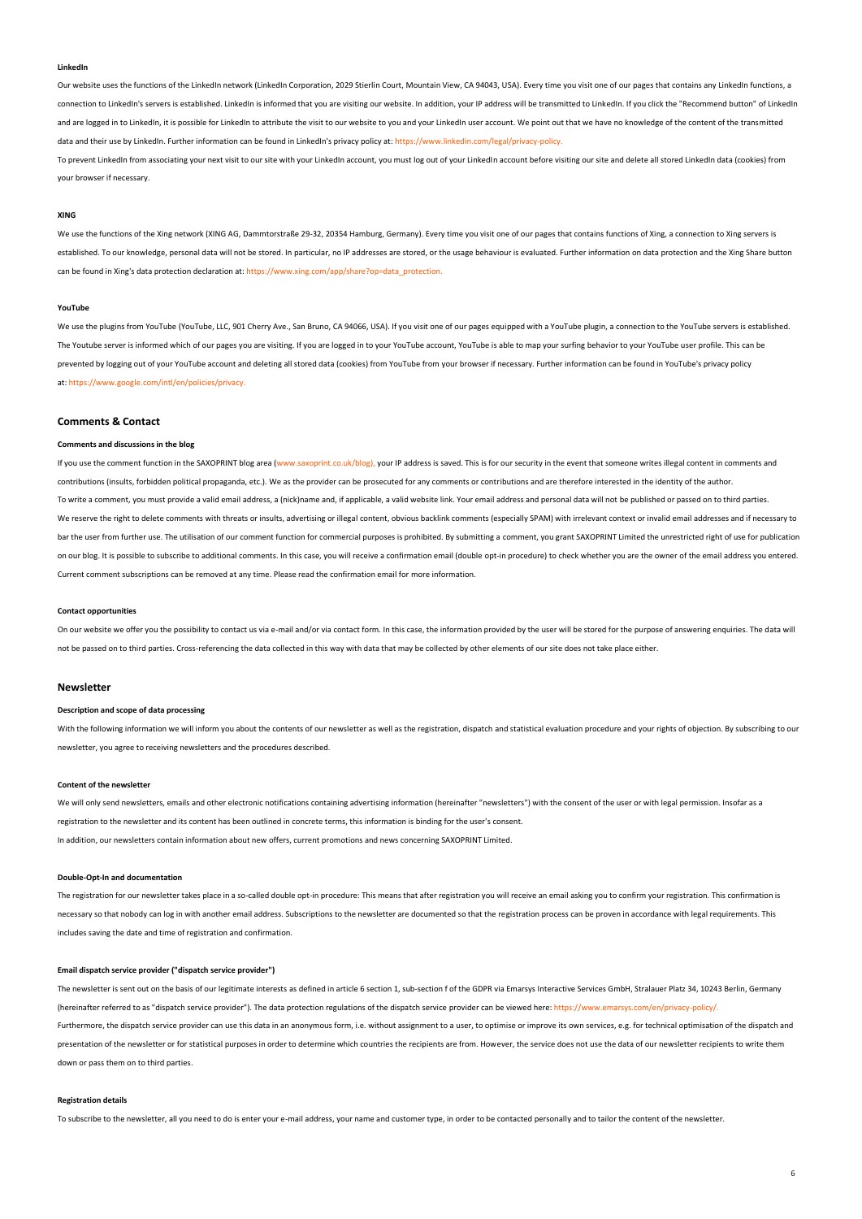#### LinkedIn

Our website uses the functions of the LinkedIn network (LinkedIn Corporation, 2029 Stierlin Court, Mountain View, CA 94043, USA). Every time you visit one of our pages that contains any LinkedIn functions, a connection to LinkedIn's servers is established. LinkedIn is informed that you are visiting our website. In addition, your IP address will be transmitted to LinkedIn. If you click the "Recommend button" of LinkedIn and are logged in to LinkedIn, it is possible for LinkedIn to attribute the visit to our website to you and your LinkedIn user account. We point out that we have no knowledge of the content of the transmitted data and their use by LinkedIn. Further information can be found in LinkedIn's privacy policy at: https://www.linkedin.com/legal/privacy-policy.

To prevent LinkedIn from associating your next visit to our site with your LinkedIn account, you must log out of your LinkedIn account before visiting our site and delete all stored LinkedIn data (cookies) from your browser if necessary.

#### XING

We use the functions of the Xing network (XING AG, Dammtorstraße 29-32, 20354 Hamburg, Germany). Every time you visit one of our pages that contains functions of Xing, a connection to Xing servers is established. To our knowledge, personal data will not be stored. In particular, no IP addresses are stored, or the usage behaviour is evaluated. Further information on data protection and the Xing Share button can be found in Xing's data protection declaration at: https://www.xing.com/app/share?op=data_protection.

#### YouTube

We use the plugins from YouTube (YouTube, LLC, 901 Cherry Ave., San Bruno, CA 94066, USA). If you visit one of our pages equipped with a YouTube plugin, a connection to the YouTube servers is established. The Youtube server is informed which of our pages you are visiting. If you are logged in to your YouTube account, YouTube is able to map your surfing behavior to your YouTube user profile. This can be prevented by logging out of your YouTube account and deleting all stored data (cookies) from YouTube from your browser if necessary. Further information can be found in YouTube's privacy policy at: https://www.google.com/intl/en/policies/privacy.

### Comments & Contact

#### Comments and discussions in the blog

If you use the comment function in the SAXOPRINT blog area (www.saxoprint.co.uk/blog), your IP address is saved. This is for our security in the event that someone writes illegal content in comments and contributions (insults, forbidden political propaganda, etc.). We as the provider can be prosecuted for any comments or contributions and are therefore interested in the identity of the author.

To write a comment, you must provide a valid email address, a (nick)name and, if applicable, a valid website link. Your email address and personal data will not be published or passed on to third parties.

We reserve the right to delete comments with threats or insults, advertising or illegal content, obvious backlink comments (especially SPAM) with irrelevant context or invalid email addresses and if necessary to bar the user from further use. The utilisation of our comment function for commercial purposes is prohibited. By submitting a comment, you grant SAXOPRINT Limited the unrestricted right of use for publication on our blog. It is possible to subscribe to additional comments. In this case, you will receive a confirmation email (double opt-in procedure) to check whether you are the owner of the email address you entered. Current comment subscriptions can be removed at any time. Please read the confirmation email for more information.

#### Contact opportunities

On our website we offer you the possibility to contact us via e-mail and/or via contact form. In this case, the information provided by the user will be stored for the purpose of answering enquiries. The data will not be passed on to third parties. Cross-referencing the data collected in this way with data that may be collected by other elements of our site does not take place either.

### Newsletter

#### Description and scope of data processing

With the following information we will inform you about the contents of our newsletter as well as the registration, dispatch and statistical evaluation procedure and your rights of objection. By subscribing to our newsletter, you agree to receiving newsletters and the procedures described.

#### Content of the newsletter

We will only send newsletters, emails and other electronic notifications containing advertising information (hereinafter "newsletters") with the consent of the user or with legal permission. Insofar as a registration to the newsletter and its content has been outlined in concrete terms, this information is binding for the user's consent.

In addition, our newsletters contain information about new offers, current promotions and news concerning SAXOPRINT Limited.

#### Double-Opt-In and documentation

The registration for our newsletter takes place in a so-called double opt-in procedure: This means that after registration you will receive an email asking you to confirm your registration. This confirmation is necessary so that nobody can log in with another email address. Subscriptions to the newsletter are documented so that the registration process can be proven in accordance with legal requirements. This includes saving the date and time of registration and confirmation.

#### Email dispatch service provider ("dispatch service provider")

The newsletter is sent out on the basis of our legitimate interests as defined in article 6 section 1, sub-section f of the GDPR via Emarsys Interactive Services GmbH, Stralauer Platz 34, 10243 Berlin, Germany (hereinafter referred to as "dispatch service provider"). The data protection regulations of the dispatch service provider can be viewed here: https://www.emarsys.com/en/privacy-policy/.

Furthermore, the dispatch service provider can use this data in an anonymous form, i.e. without assignment to a user, to optimise or improve its own services, e.g. for technical optimisation of the dispatch and presentation of the newsletter or for statistical purposes in order to determine which countries the recipients are from. However, the service does not use the data of our newsletter recipients to write them down or pass them on to third parties.

#### Registration details

To subscribe to the newsletter, all you need to do is enter your e-mail address, your name and customer type, in order to be contacted personally and to tailor the content of the newsletter.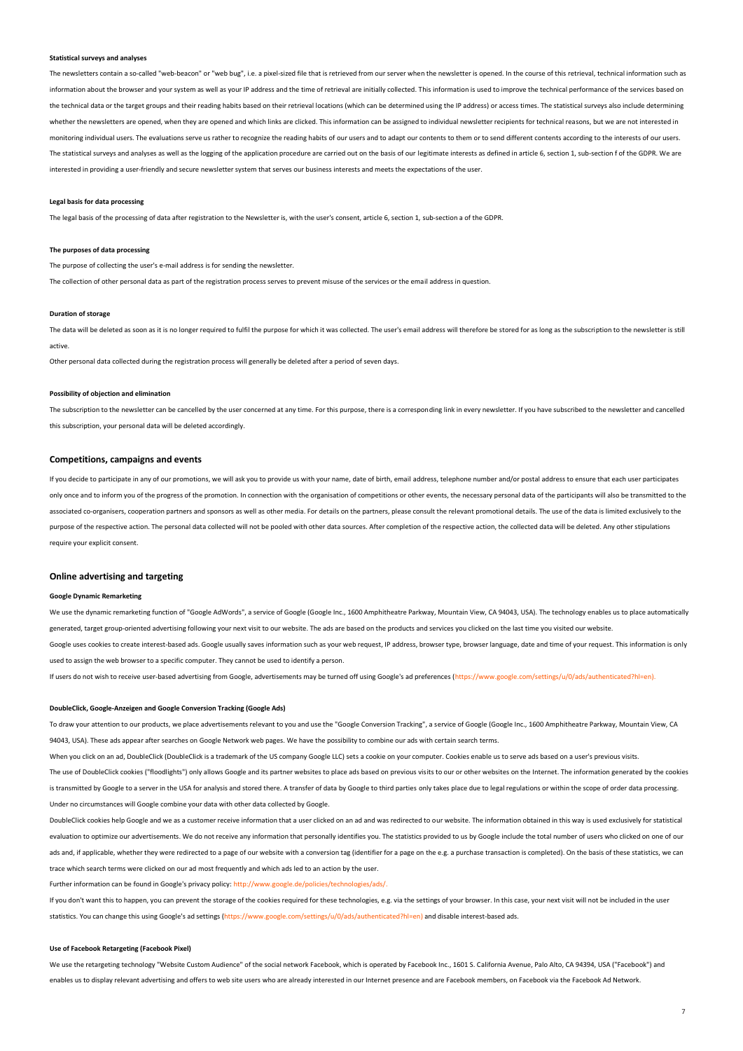#### Statistical surveys and analyses

The newsletters contain a so-called "web-beacon" or "web bug", i.e. a pixel-sized file that is retrieved from our server when the newsletter is opened. In the course of this retrieval, technical information such as information about the browser and your system as well as your IP address and the time of retrieval are initially collected. This information is used to improve the technical performance of the services based on the technical data or the target groups and their reading habits based on their retrieval locations (which can be determined using the IP address) or access times. The statistical surveys also include determining whether the newsletters are opened, when they are opened and which links are clicked. This information can be assigned to individual newsletter recipients for technical reasons, but we are not interested in monitoring individual users. The evaluations serve us rather to recognize the reading habits of our users and to adapt our contents to them or to send different contents according to the interests of our users. The statistical surveys and analyses as well as the logging of the application procedure are carried out on the basis of our legitimate interests as defined in article 6, section 1, sub-section f of the GDPR. We are interested in providing a user-friendly and secure newsletter system that serves our business interests and meets the expectations of the user.

#### Legal basis for data processing

The legal basis of the processing of data after registration to the Newsletter is, with the user's consent, article 6, section 1, sub-section a of the GDPR.

#### The purposes of data processing

The purpose of collecting the user's e-mail address is for sending the newsletter.

The collection of other personal data as part of the registration process serves to prevent misuse of the services or the email address in question.

#### Duration of storage

The data will be deleted as soon as it is no longer required to fulfil the purpose for which it was collected. The user's email address will therefore be stored for as long as the subscription to the newsletter is still active.

Other personal data collected during the registration process will generally be deleted after a period of seven days.

#### Possibility of objection and elimination

The subscription to the newsletter can be cancelled by the user concerned at any time. For this purpose, there is a corresponding link in every newsletter. If you have subscribed to the newsletter and cancelled this subscription, your personal data will be deleted accordingly.

## Competitions, campaigns and events

If you decide to participate in any of our promotions, we will ask you to provide us with your name, date of birth, email address, telephone number and/or postal address to ensure that each user participates only once and to inform you of the progress of the promotion. In connection with the organisation of competitions or other events, the necessary personal data of the participants will also be transmitted to the associated co-organisers, cooperation partners and sponsors as well as other media. For details on the partners, please consult the relevant promotional details. The use of the data is limited exclusively to the purpose of the respective action. The personal data collected will not be pooled with other data sources. After completion of the respective action, the collected data will be deleted. Any other stipulations require your explicit consent.

## Online advertising and targeting

#### Google Dynamic Remarketing

We use the dynamic remarketing function of "Google AdWords", a service of Google (Google Inc., 1600 Amphitheatre Parkway, Mountain View, CA 94043, USA). The technology enables us to place automatically generated, target group-oriented advertising following your next visit to our website. The ads are based on the products and services you clicked on the last time you visited our website.

Google uses cookies to create interest-based ads. Google usually saves information such as your web request, IP address, browser type, browser language, date and time of your request. This information is only used to assign the web browser to a specific computer. They cannot be used to identify a person.

If users do not wish to receive user-based advertising from Google, advertisements may be turned off using Google's ad preferences (https://www.google.com/settings/u/0/ads/authenticated?hl=en).

#### DoubleClick, Google-Anzeigen and Google Conversion Tracking (Google Ads)

To draw your attention to our products, we place advertisements relevant to you and use the "Google Conversion Tracking", a service of Google (Google Inc., 1600 Amphitheatre Parkway, Mountain View, CA 94043, USA). These ads appear after searches on Google Network web pages. We have the possibility to combine our ads with certain search terms.

When you click on an ad, DoubleClick (DoubleClick is a trademark of the US company Google LLC) sets a cookie on your computer. Cookies enable us to serve ads based on a user's previous visits.

The use of DoubleClick cookies ("floodlights") only allows Google and its partner websites to place ads based on previous visits to our or other websites on the Internet. The information generated by the cookies is transmitted by Google to a server in the USA for analysis and stored there. A transfer of data by Google to third parties only takes place due to legal regulations or within the scope of order data processing. Under no circumstances will Google combine your data with other data collected by Google.

DoubleClick cookies help Google and we as a customer receive information that a user clicked on an ad and was redirected to our website. The information obtained in this way is used exclusively for statistical evaluation to optimize our advertisements. We do not receive any information that personally identifies you. The statistics provided to us by Google include the total number of users who clicked on one of our ads and, if applicable, whether they were redirected to a page of our website with a conversion tag (identifier for a page on the e.g. a purchase transaction is completed). On the basis of these statistics, we can trace which search terms were clicked on our ad most frequently and which ads led to an action by the user.

Further information can be found in Google's privacy policy: http://www.google.de/policies/technologies/ads/.

If you don't want this to happen, you can prevent the storage of the cookies required for these technologies, e.g. via the settings of your browser. In this case, your next visit will not be included in the user statistics. You can change this using Google's ad settings (https://www.google.com/settings/u/0/ads/authenticated?hl=en) and disable interest-based ads.

#### Use of Facebook Retargeting (Facebook Pixel)

We use the retargeting technology "Website Custom Audience" of the social network Facebook, which is operated by Facebook Inc., 1601 S. California Avenue, Palo Alto, CA 94394, USA ("Facebook") and enables us to display relevant advertising and offers to web site users who are already interested in our Internet presence and are Facebook members, on Facebook via the Facebook Ad Network.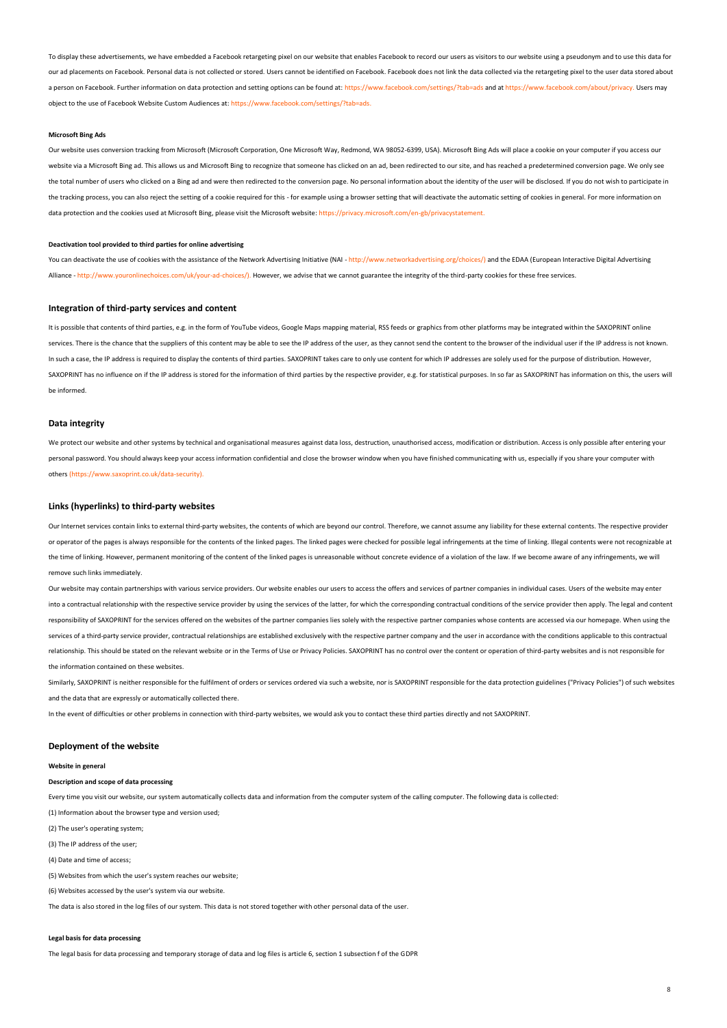To display these advertisements, we have embedded a Facebook retargeting pixel on our website that enables Facebook to record our users as visitors to our website using a pseudonym and to use this data for our ad placements on Facebook. Personal data is not collected or stored. Users cannot be identified on Facebook. Facebook does not link the data collected via the retargeting pixel to the user data stored about a person on Facebook. Further information on data protection and setting options can be found at: https://www.facebook.com/settings/?tab=ads and at https://www.facebook.com/about/privacy. Users may object to the use of Facebook Website Custom Audiences at: https://www.facebook.com/settings/?tab=ads.

#### Microsoft Bing Ads

Our website uses conversion tracking from Microsoft (Microsoft Corporation, One Microsoft Way, Redmond, WA 98052-6399, USA). Microsoft Bing Ads will place a cookie on your computer if you access our website via a Microsoft Bing ad. This allows us and Microsoft Bing to recognize that someone has clicked on an ad, been redirected to our site, and has reached a predetermined conversion page. We only see the total number of users who clicked on a Bing ad and were then redirected to the conversion page. No personal information about the identity of the user will be disclosed. If you do not wish to participate in the tracking process, you can also reject the setting of a cookie required for this - for example using a browser setting that will deactivate the automatic setting of cookies in general. For more information on data protection and the cookies used at Microsoft Bing, please visit the Microsoft website: https://privacy.microsoft.com/en-gb/privacystatement.

#### Deactivation tool provided to third parties for online advertising

You can deactivate the use of cookies with the assistance of the Network Advertising Initiative (NAI - http://www.networkadvertising.org/choices/) and the EDAA (European Interactive Digital Advertising Alliance - http://www.youronlinechoices.com/uk/your-ad-choices/). However, we advise that we cannot guarantee the integrity of the third-party cookies for these free services.

### Integration of third-party services and content

It is possible that contents of third parties, e.g. in the form of YouTube videos, Google Maps mapping material, RSS feeds or graphics from other platforms may be integrated within the SAXOPRINT online services. There is the chance that the suppliers of this content may be able to see the IP address of the user, as they cannot send the content to the browser of the individual user if the IP address is not known. In such a case, the IP address is required to display the contents of third parties. SAXOPRINT takes care to only use content for which IP addresses are solely used for the purpose of distribution. However, SAXOPRINT has no influence on if the IP address is stored for the information of third parties by the respective provider, e.g. for statistical purposes. In so far as SAXOPRINT has information on this, the users will be informed.

### Data integrity

We protect our website and other systems by technical and organisational measures against data loss, destruction, unauthorised access, modification or distribution. Access is only possible after entering your personal password. You should always keep your access information confidential and close the browser window when you have finished communicating with us, especially if you share your computer with others (https://www.saxoprint.co.uk/data-security).

### Links (hyperlinks) to third-party websites

Our Internet services contain links to external third-party websites, the contents of which are beyond our control. Therefore, we cannot assume any liability for these external contents. The respective provider or operator of the pages is always responsible for the contents of the linked pages. The linked pages were checked for possible legal infringements at the time of linking. Illegal contents were not recognizable at the time of linking. However, permanent monitoring of the content of the linked pages is unreasonable without concrete evidence of a violation of the law. If we become aware of any infringements, we will remove such links immediately.

Our website may contain partnerships with various service providers. Our website enables our users to access the offers and services of partner companies in individual cases. Users of the website may enter into a contractual relationship with the respective service provider by using the services of the latter, for which the corresponding contractual conditions of the service provider then apply. The legal and content responsibility of SAXOPRINT for the services offered on the websites of the partner companies lies solely with the respective partner companies whose contents are accessed via our homepage. When using the services of a third-party service provider, contractual relationships are established exclusively with the respective partner company and the user in accordance with the conditions applicable to this contractual relationship. This should be stated on the relevant website or in the Terms of Use or Privacy Policies. SAXOPRINT has no control over the content or operation of third-party websites and is not responsible for the information contained on these websites.

Similarly, SAXOPRINT is neither responsible for the fulfilment of orders or services ordered via such a website, nor is SAXOPRINT responsible for the data protection guidelines ("Privacy Policies") of such websites and the data that are expressly or automatically collected there.

In the event of difficulties or other problems in connection with third-party websites, we would ask you to contact these third parties directly and not SAXOPRINT.

### Deployment of the website

#### Website in general

#### Description and scope of data processing

Every time you visit our website, our system automatically collects data and information from the computer system of the calling computer. The following data is collected:

(1) Information about the browser type and version used;

(2) The user's operating system;

(3) The IP address of the user;

(4) Date and time of access;

(5) Websites from which the user's system reaches our website;

(6) Websites accessed by the user's system via our website.

The data is also stored in the log files of our system. This data is not stored together with other personal data of the user.

#### Legal basis for data processing

The legal basis for data processing and temporary storage of data and log files is article 6, section 1 subsection f of the GDPR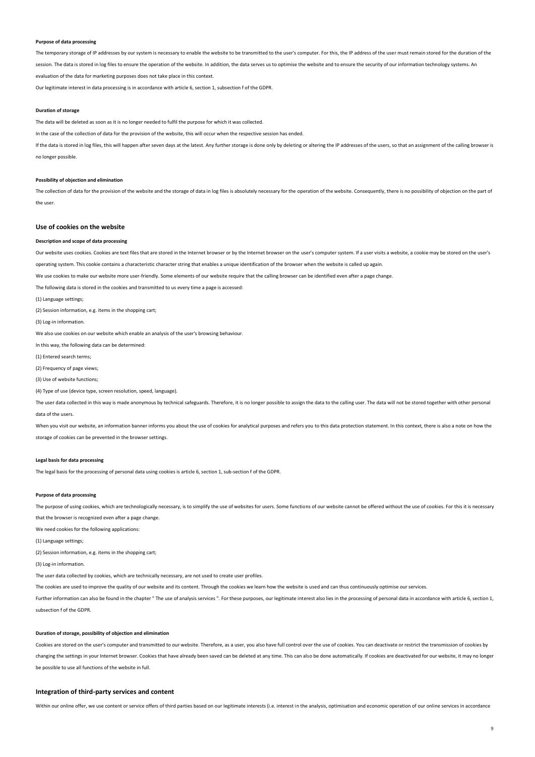#### Purpose of data processing

The temporary storage of IP addresses by our system is necessary to enable the website to be transmitted to the user's computer. For this, the IP address of the user must remain stored for the duration of the session. The data is stored in log files to ensure the operation of the website. In addition, the data serves us to optimise the website and to ensure the security of our information technology systems. An evaluation of the data for marketing purposes does not take place in this context.

Our legitimate interest in data processing is in accordance with article 6, section 1, subsection f of the GDPR.

#### Duration of storage

The data will be deleted as soon as it is no longer needed to fulfil the purpose for which it was collected.

In the case of the collection of data for the provision of the website, this will occur when the respective session has ended.

If the data is stored in log files, this will happen after seven days at the latest. Any further storage is done only by deleting or altering the IP addresses of the users, so that an assignment of the calling browser is no longer possible.

#### Possibility of objection and elimination

The collection of data for the provision of the website and the storage of data in log files is absolutely necessary for the operation of the website. Consequently, there is no possibility of objection on the part of the user.

### Use of cookies on the website

#### Description and scope of data processing

Our website uses cookies. Cookies are text files that are stored in the Internet browser or by the Internet browser on the user's computer system. If a user visits a website, a cookie may be stored on the user's operating system. This cookie contains a characteristic character string that enables a unique identification of the browser when the website is called up again.

We use cookies to make our website more user-friendly. Some elements of our website require that the calling browser can be identified even after a page change.

The following data is stored in the cookies and transmitted to us every time a page is accessed:

(1) Language settings;

(2) Session information, e.g. items in the shopping cart;

(3) Log-in information.

We also use cookies on our website which enable an analysis of the user's browsing behaviour.

In this way, the following data can be determined:

(1) Entered search terms;

(2) Frequency of page views;

(3) Use of website functions;

(4) Type of use (device type, screen resolution, speed, language).

The user data collected in this way is made anonymous by technical safeguards. Therefore, it is no longer possible to assign the data to the calling user. The data will not be stored together with other personal data of the users.

When you visit our website, an information banner informs you about the use of cookies for analytical purposes and refers you to this data protection statement. In this context, there is also a note on how the storage of cookies can be prevented in the browser settings.

#### Legal basis for data processing

The legal basis for the processing of personal data using cookies is article 6, section 1, sub-section f of the GDPR.

#### Purpose of data processing

The purpose of using cookies, which are technologically necessary, is to simplify the use of websites for users. Some functions of our website cannot be offered without the use of cookies. For this it is necessary that the browser is recognized even after a page change.

We need cookies for the following applications:

(1) Language settings;

(2) Session information, e.g. items in the shopping cart;

(3) Log-in information.

The user data collected by cookies, which are technically necessary, are not used to create user profiles.

The cookies are used to improve the quality of our website and its content. Through the cookies we learn how the website is used and can thus continuously optimise our services.

Further information can also be found in the chapter " The use of analysis services ". For these purposes, our legitimate interest also lies in the processing of personal data in accordance with article 6, section 1, subsection f of the GDPR.

#### Duration of storage, possibility of objection and elimination

Cookies are stored on the user's computer and transmitted to our website. Therefore, as a user, you also have full control over the use of cookies. You can deactivate or restrict the transmission of cookies by changing the settings in your Internet browser. Cookies that have already been saved can be deleted at any time. This can also be done automatically. If cookies are deactivated for our website, it may no longer be possible to use all functions of the website in full.

### Integration of third-party services and content

Within our online offer, we use content or service offers of third parties based on our legitimate interests (i.e. interest in the analysis, optimisation and economic operation of our online services in accordance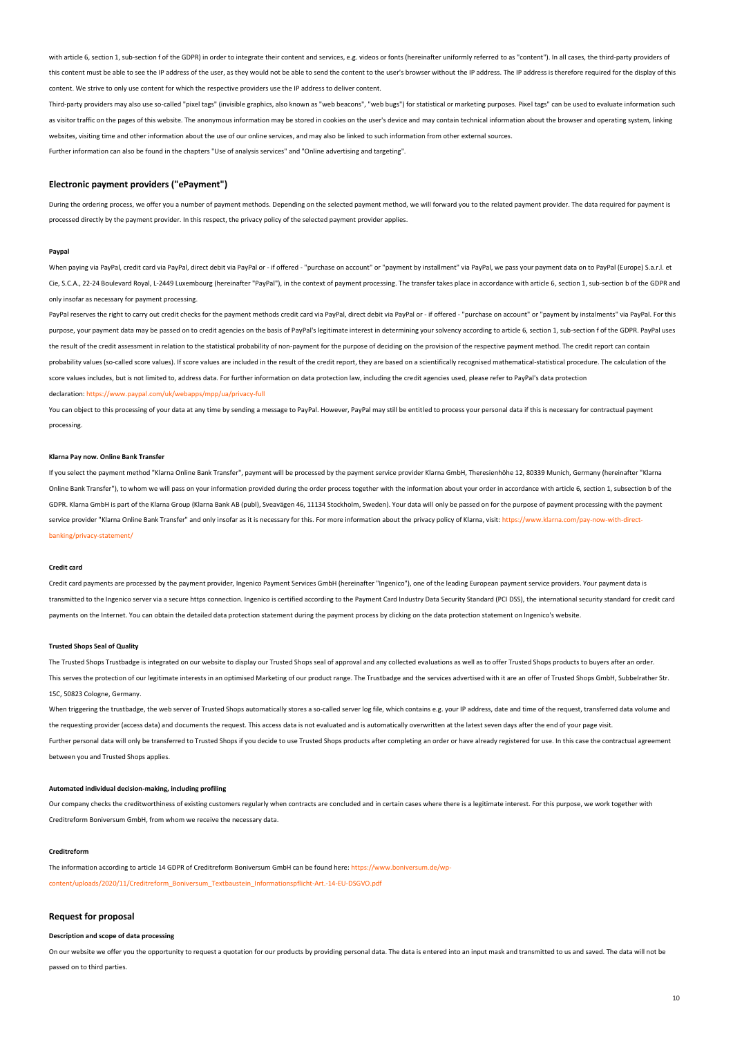with article 6, section 1, sub-section f of the GDPR) in order to integrate their content and services, e.g. videos or fonts (hereinafter uniformly referred to as "content"). In all cases, the third-party providers of this content must be able to see the IP address of the user, as they would not be able to send the content to the user's browser without the IP address. The IP address is therefore required for the display of this content. We strive to only use content for which the respective providers use the IP address to deliver content.

Third-party providers may also use so-called "pixel tags" (invisible graphics, also known as "web beacons", "web bugs") for statistical or marketing purposes. Pixel tags" can be used to evaluate information such as visitor traffic on the pages of this website. The anonymous information may be stored in cookies on the user's device and may contain technical information about the browser and operating system, linking websites, visiting time and other information about the use of our online services, and may also be linked to such information from other external sources.

Further information can also be found in the chapters "Use of analysis services" and "Online advertising and targeting".

## Electronic payment providers ("ePayment")

During the ordering process, we offer you a number of payment methods. Depending on the selected payment method, we will forward you to the related payment provider. The data required for payment is processed directly by the payment provider. In this respect, the privacy policy of the selected payment provider applies.

#### Paypal

When paying via PayPal, credit card via PayPal, direct debit via PayPal or - if offered - "purchase on account" or "payment by installment" via PayPal, we pass your payment data on to PayPal (Europe) S.a.r.l. et Cie, S.C.A., 22-24 Boulevard Royal, L-2449 Luxembourg (hereinafter "PayPal"), in the context of payment processing. The transfer takes place in accordance with article 6, section 1, sub-section b of the GDPR and only insofar as necessary for payment processing.

PayPal reserves the right to carry out credit checks for the payment methods credit card via PayPal, direct debit via PayPal or - if offered - "purchase on account" or "payment by instalments" via PayPal. For this purpose, your payment data may be passed on to credit agencies on the basis of PayPal's legitimate interest in determining your solvency according to article 6, section 1, sub-section f of the GDPR. PayPal uses the result of the credit assessment in relation to the statistical probability of non-payment for the purpose of deciding on the provision of the respective payment method. The credit report can contain probability values (so-called score values). If score values are included in the result of the credit report, they are based on a scientifically recognised mathematical-statistical procedure. The calculation of the score values includes, but is not limited to, address data. For further information on data protection law, including the credit agencies used, please refer to PayPal's data protection declaration: https://www.paypal.com/uk/webapps/mpp/ua/privacy-full

You can object to this processing of your data at any time by sending a message to PayPal. However, PayPal may still be entitled to process your personal data if this is necessary for contractual payment processing.

#### Klarna Pay now. Online Bank Transfer

If you select the payment method "Klarna Online Bank Transfer", payment will be processed by the payment service provider Klarna GmbH, Theresienhöhe 12, 80339 Munich, Germany (hereinafter "Klarna Online Bank Transfer"), to whom we will pass on your information provided during the order process together with the information about your order in accordance with article 6, section 1, subsection b of the GDPR. Klarna GmbH is part of the Klarna Group (Klarna Bank AB (publ), Sveavägen 46, 11134 Stockholm, Sweden). Your data will only be passed on for the purpose of payment processing with the payment service provider "Klarna Online Bank Transfer" and only insofar as it is necessary for this. For more information about the privacy policy of Klarna, visit: https://www.klarna.com/pay-now-with-direct-banking/privacy-statement/

#### Credit card

Credit card payments are processed by the payment provider, Ingenico Payment Services GmbH (hereinafter "Ingenico"), one of the leading European payment service providers. Your payment data is transmitted to the Ingenico server via a secure https connection. Ingenico is certified according to the Payment Card Industry Data Security Standard (PCI DSS), the international security standard for credit card payments on the Internet. You can obtain the detailed data protection statement during the payment process by clicking on the data protection statement on Ingenico's website.

#### Trusted Shops Seal of Quality

The Trusted Shops Trustbadge is integrated on our website to display our Trusted Shops seal of approval and any collected evaluations as well as to offer Trusted Shops products to buyers after an order. This serves the protection of our legitimate interests in an optimised Marketing of our product range. The Trustbadge and the services advertised with it are an offer of Trusted Shops GmbH, Subbelrather Str. 15C, 50823 Cologne, Germany.

When triggering the trustbadge, the web server of Trusted Shops automatically stores a so-called server log file, which contains e.g. your IP address, date and time of the request, transferred data volume and the requesting provider (access data) and documents the request. This access data is not evaluated and is automatically overwritten at the latest seven days after the end of your page visit.

Further personal data will only be transferred to Trusted Shops if you decide to use Trusted Shops products after completing an order or have already registered for use. In this case the contractual agreement between you and Trusted Shops applies.

#### Automated individual decision-making, including profiling

Our company checks the creditworthiness of existing customers regularly when contracts are concluded and in certain cases where there is a legitimate interest. For this purpose, we work together with Creditreform Boniversum GmbH, from whom we receive the necessary data.

#### Creditreform

The information according to article 14 GDPR of Creditreform Boniversum GmbH can be found here: https://www.boniversum.de/wp-content/uploads/2020/11/Creditreform_Boniversum_Textbaustein_Informationspflicht-Art.-14-EU-DSGVO.pdf

## Request for proposal

#### Description and scope of data processing

On our website we offer you the opportunity to request a quotation for our products by providing personal data. The data is entered into an input mask and transmitted to us and saved. The data will not be passed on to third parties.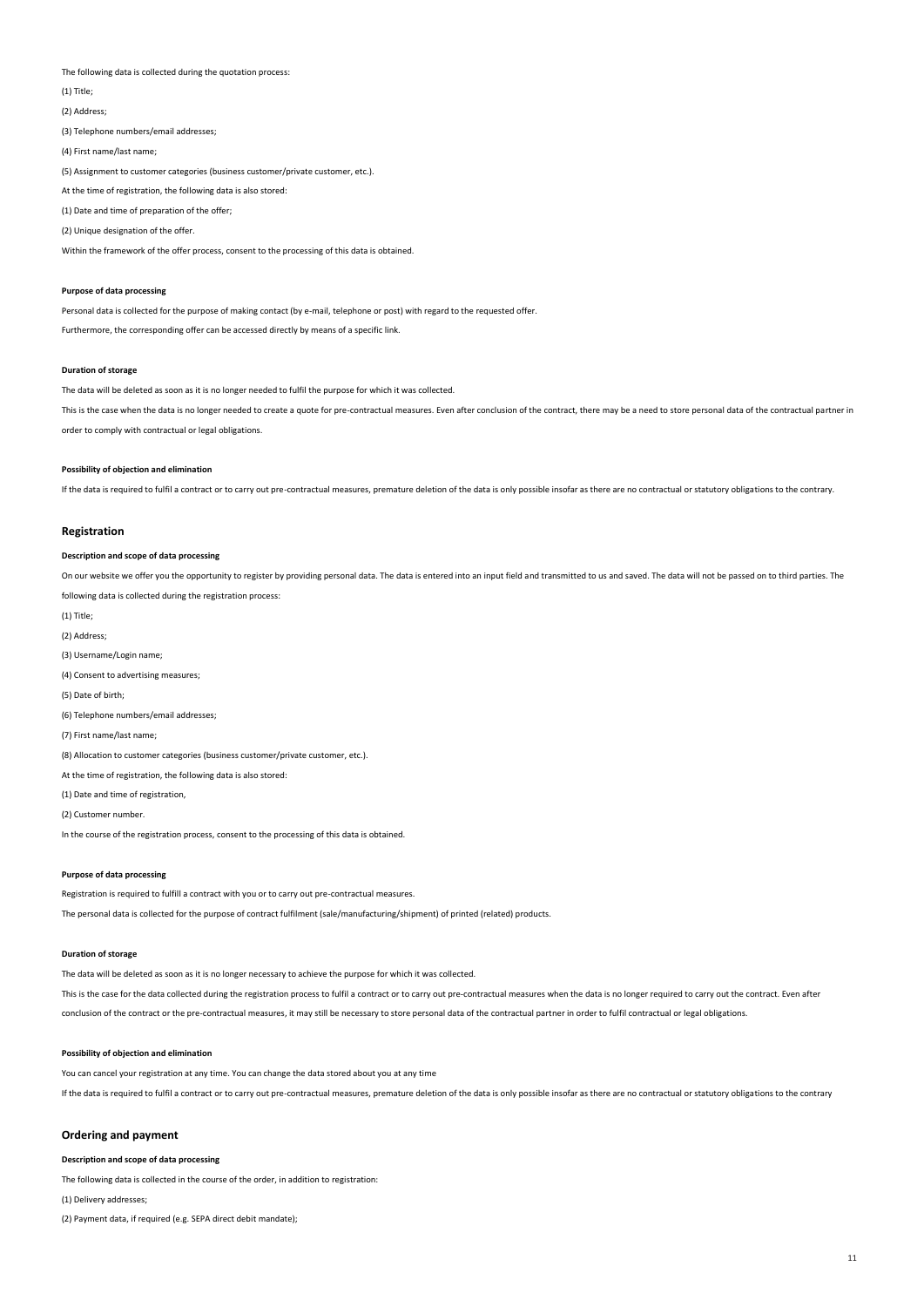The following data is collected during the quotation process:

(1) Title;

(2) Address;

(3) Telephone numbers/email addresses;

(4) First name/last name;

(5) Assignment to customer categories (business customer/private customer, etc.).

At the time of registration, the following data is also stored:

(1) Date and time of preparation of the offer;

(2) Unique designation of the offer.

Within the framework of the offer process, consent to the processing of this data is obtained.

#### Purpose of data processing

Personal data is collected for the purpose of making contact (by e-mail, telephone or post) with regard to the requested offer.

Furthermore, the corresponding offer can be accessed directly by means of a specific link.

#### Duration of storage

The data will be deleted as soon as it is no longer needed to fulfil the purpose for which it was collected.

This is the case when the data is no longer needed to create a quote for pre-contractual measures. Even after conclusion of the contract, there may be a need to store personal data of the contractual partner in order to comply with contractual or legal obligations.

#### Possibility of objection and elimination

If the data is required to fulfil a contract or to carry out pre-contractual measures, premature deletion of the data is only possible insofar as there are no contractual or statutory obligations to the contrary.

### Registration

#### Description and scope of data processing

On our website we offer you the opportunity to register by providing personal data. The data is entered into an input field and transmitted to us and saved. The data will not be passed on to third parties. The following data is collected during the registration process:

(1) Title;

(2) Address;

(3) Username/Login name;

(4) Consent to advertising measures;

(5) Date of birth;

(6) Telephone numbers/email addresses;

(7) First name/last name;

(8) Allocation to customer categories (business customer/private customer, etc.).

At the time of registration, the following data is also stored:

(1) Date and time of registration,

(2) Customer number.

In the course of the registration process, consent to the processing of this data is obtained.

#### Purpose of data processing

Registration is required to fulfill a contract with you or to carry out pre-contractual measures.

The personal data is collected for the purpose of contract fulfilment (sale/manufacturing/shipment) of printed (related) products.

#### Duration of storage

The data will be deleted as soon as it is no longer necessary to achieve the purpose for which it was collected.

This is the case for the data collected during the registration process to fulfil a contract or to carry out pre-contractual measures when the data is no longer required to carry out the contract. Even after conclusion of the contract or the pre-contractual measures, it may still be necessary to store personal data of the contractual partner in order to fulfil contractual or legal obligations.

#### Possibility of objection and elimination

You can cancel your registration at any time. You can change the data stored about you at any time

If the data is required to fulfil a contract or to carry out pre-contractual measures, premature deletion of the data is only possible insofar as there are no contractual or statutory obligations to the contrary

### Ordering and payment

#### Description and scope of data processing

The following data is collected in the course of the order, in addition to registration:

(1) Delivery addresses;

(2) Payment data, if required (e.g. SEPA direct debit mandate);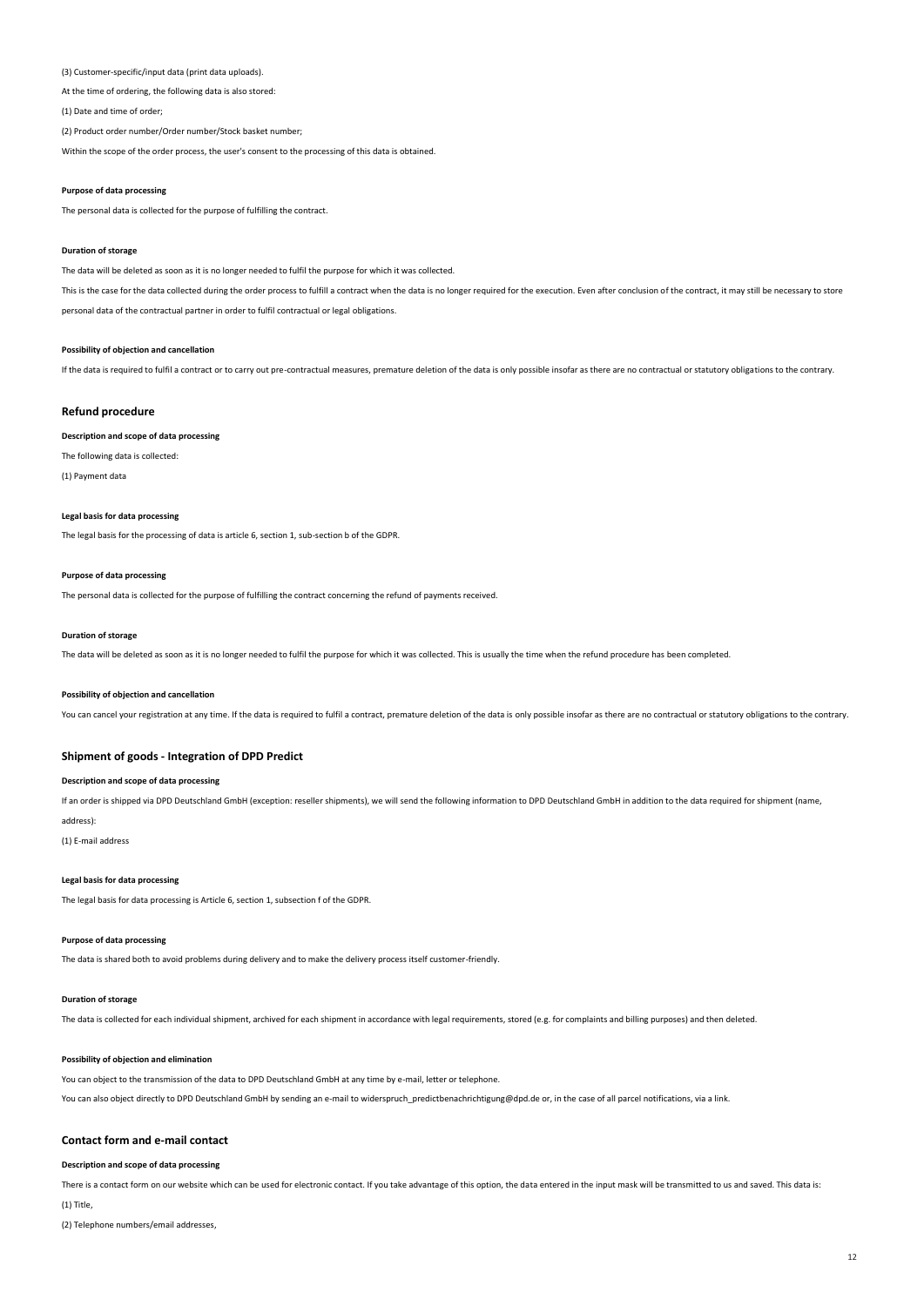(3) Customer-specific/input data (print data uploads).

At the time of ordering, the following data is also stored:

(1) Date and time of order;

(2) Product order number/Order number/Stock basket number;

Within the scope of the order process, the user's consent to the processing of this data is obtained.

**Purpose of data processing**

The personal data is collected for the purpose of fulfilling the contract.

**Duration of storage**

The data will be deleted as soon as it is no longer needed to fulfil the purpose for which it was collected.

This is the case for the data collected during the order process to fulfill a contract when the data is no longer required for the execution. Even after conclusion of the contract, it may still be necessary to store personal data of the contractual partner in order to fulfil contractual or legal obligations.

**Possibility of objection and cancellation**

If the data is required to fulfil a contract or to carry out pre-contractual measures, premature deletion of the data is only possible insofar as there are no contractual or statutory obligations to the contrary.

### Refund procedure

**Description and scope of data processing**

The following data is collected:

(1) Payment data

**Legal basis for data processing**

The legal basis for the processing of data is article 6, section 1, sub-section b of the GDPR.

**Purpose of data processing**

The personal data is collected for the purpose of fulfilling the contract concerning the refund of payments received.

**Duration of storage**

The data will be deleted as soon as it is no longer needed to fulfil the purpose for which it was collected. This is usually the time when the refund procedure has been completed.

**Possibility of objection and cancellation**

You can cancel your registration at any time. If the data is required to fulfil a contract, premature deletion of the data is only possible insofar as there are no contractual or statutory obligations to the contrary.

### Shipment of goods - Integration of DPD Predict

**Description and scope of data processing**

If an order is shipped via DPD Deutschland GmbH (exception: reseller shipments), we will send the following information to DPD Deutschland GmbH in addition to the data required for shipment (name, address):

(1) E-mail address

**Legal basis for data processing**

The legal basis for data processing is Article 6, section 1, subsection f of the GDPR.

**Purpose of data processing**

The data is shared both to avoid problems during delivery and to make the delivery process itself customer-friendly.

**Duration of storage**

The data is collected for each individual shipment, archived for each shipment in accordance with legal requirements, stored (e.g. for complaints and billing purposes) and then deleted.

**Possibility of objection and elimination**

You can object to the transmission of the data to DPD Deutschland GmbH at any time by e-mail, letter or telephone.

You can also object directly to DPD Deutschland GmbH by sending an e-mail to widerspruch_predictbenachrichtigung@dpd.de or, in the case of all parcel notifications, via a link.

### Contact form and e-mail contact

**Description and scope of data processing**

There is a contact form on our website which can be used for electronic contact. If you take advantage of this option, the data entered in the input mask will be transmitted to us and saved. This data is:

(1) Title,

(2) Telephone numbers/email addresses,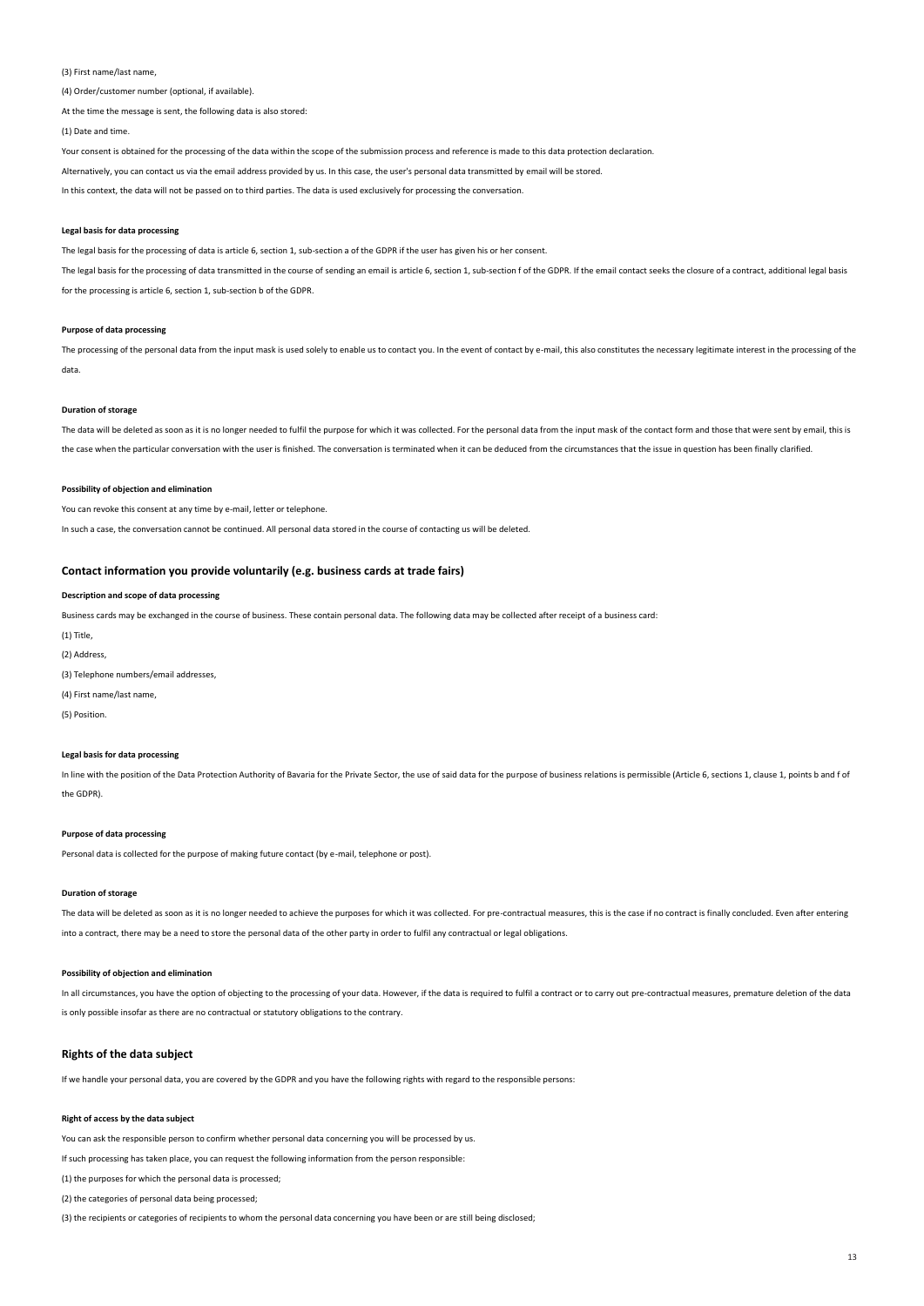(3) First name/last name,

(4) Order/customer number (optional, if available).

At the time the message is sent, the following data is also stored:

(1) Date and time.

Your consent is obtained for the processing of the data within the scope of the submission process and reference is made to this data protection declaration.

Alternatively, you can contact us via the email address provided by us. In this case, the user's personal data transmitted by email will be stored.

In this context, the data will not be passed on to third parties. The data is used exclusively for processing the conversation.

#### Legal basis for data processing

The legal basis for the processing of data is article 6, section 1, sub-section a of the GDPR if the user has given his or her consent.

The legal basis for the processing of data transmitted in the course of sending an email is article 6, section 1, sub-section f of the GDPR. If the email contact seeks the closure of a contract, additional legal basis for the processing is article 6, section 1, sub-section b of the GDPR.

#### Purpose of data processing

The processing of the personal data from the input mask is used solely to enable us to contact you. In the event of contact by e-mail, this also constitutes the necessary legitimate interest in the processing of the data.

#### Duration of storage

The data will be deleted as soon as it is no longer needed to fulfil the purpose for which it was collected. For the personal data from the input mask of the contact form and those that were sent by email, this is the case when the particular conversation with the user is finished. The conversation is terminated when it can be deduced from the circumstances that the issue in question has been finally clarified.

#### Possibility of objection and elimination

You can revoke this consent at any time by e-mail, letter or telephone.

In such a case, the conversation cannot be continued. All personal data stored in the course of contacting us will be deleted.

### Contact information you provide voluntarily (e.g. business cards at trade fairs)

#### Description and scope of data processing

Business cards may be exchanged in the course of business. These contain personal data. The following data may be collected after receipt of a business card:

(1) Title,

(2) Address,

(3) Telephone numbers/email addresses,

(4) First name/last name,

(5) Position.

#### Legal basis for data processing

In line with the position of the Data Protection Authority of Bavaria for the Private Sector, the use of said data for the purpose of business relations is permissible (Article 6, sections 1, clause 1, points b and f of the GDPR).

#### Purpose of data processing

Personal data is collected for the purpose of making future contact (by e-mail, telephone or post).

#### Duration of storage

The data will be deleted as soon as it is no longer needed to achieve the purposes for which it was collected. For pre-contractual measures, this is the case if no contract is finally concluded. Even after entering into a contract, there may be a need to store the personal data of the other party in order to fulfil any contractual or legal obligations.

#### Possibility of objection and elimination

In all circumstances, you have the option of objecting to the processing of your data. However, if the data is required to fulfil a contract or to carry out pre-contractual measures, premature deletion of the data is only possible insofar as there are no contractual or statutory obligations to the contrary.

### Rights of the data subject

If we handle your personal data, you are covered by the GDPR and you have the following rights with regard to the responsible persons:

#### Right of access by the data subject

You can ask the responsible person to confirm whether personal data concerning you will be processed by us.

If such processing has taken place, you can request the following information from the person responsible:

(1) the purposes for which the personal data is processed;

(2) the categories of personal data being processed;

(3) the recipients or categories of recipients to whom the personal data concerning you have been or are still being disclosed;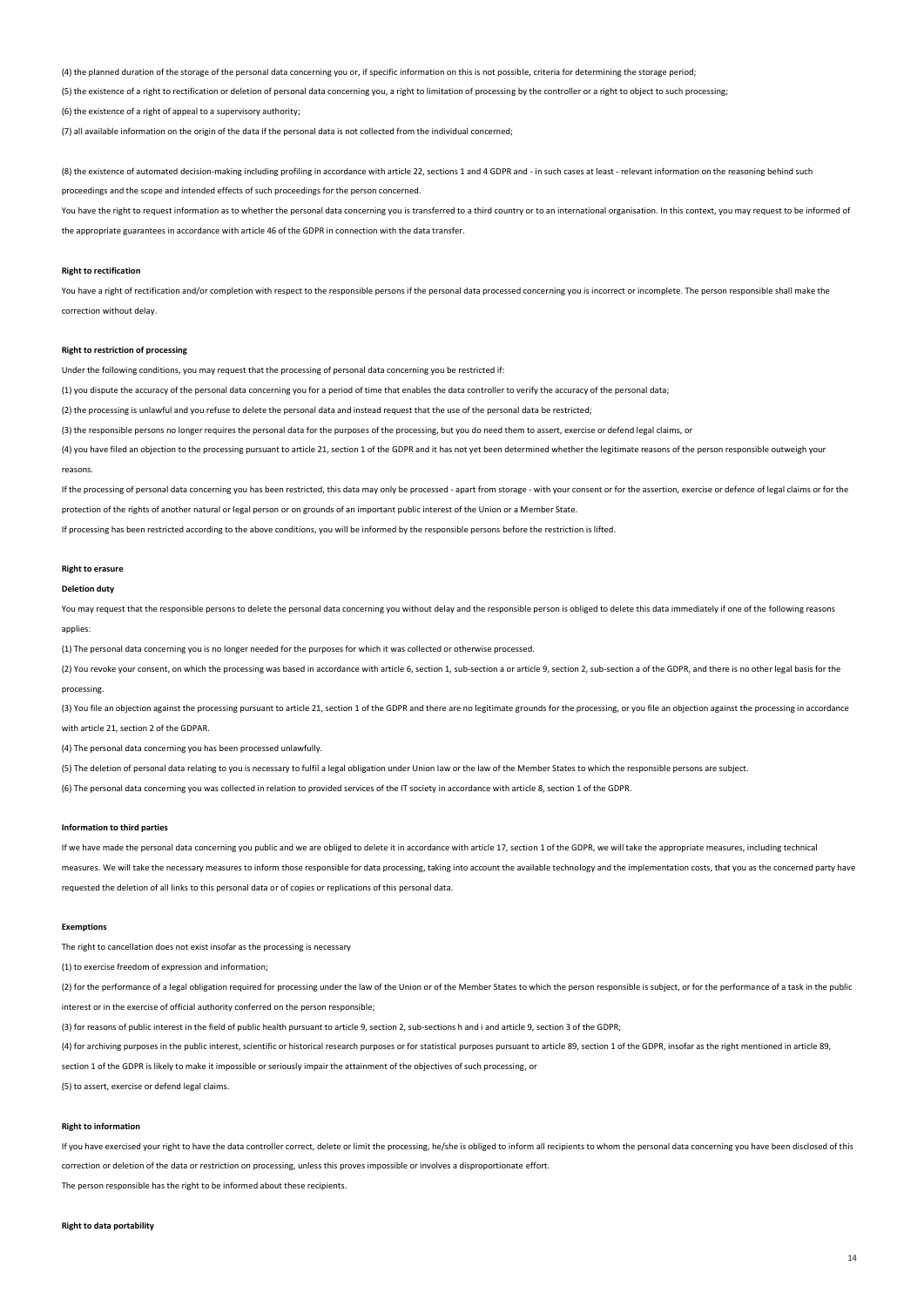(4) the planned duration of the storage of the personal data concerning you or, if specific information on this is not possible, criteria for determining the storage period;

(5) the existence of a right to rectification or deletion of personal data concerning you, a right to limitation of processing by the controller or a right to object to such processing;

(6) the existence of a right of appeal to a supervisory authority;

(7) all available information on the origin of the data if the personal data is not collected from the individual concerned;

(8) the existence of automated decision-making including profiling in accordance with article 22, sections 1 and 4 GDPR and - in such cases at least - relevant information on the reasoning behind such proceedings and the scope and intended effects of such proceedings for the person concerned.

You have the right to request information as to whether the personal data concerning you is transferred to a third country or to an international organisation. In this context, you may request to be informed of the appropriate guarantees in accordance with article 46 of the GDPR in connection with the data transfer.

**Right to rectification**

You have a right of rectification and/or completion with respect to the responsible persons if the personal data processed concerning you is incorrect or incomplete. The person responsible shall make the correction without delay.

**Right to restriction of processing**

Under the following conditions, you may request that the processing of personal data concerning you be restricted if:

(1) you dispute the accuracy of the personal data concerning you for a period of time that enables the data controller to verify the accuracy of the personal data;

(2) the processing is unlawful and you refuse to delete the personal data and instead request that the use of the personal data be restricted;

(3) the responsible persons no longer requires the personal data for the purposes of the processing, but you do need them to assert, exercise or defend legal claims, or

(4) you have filed an objection to the processing pursuant to article 21, section 1 of the GDPR and it has not yet been determined whether the legitimate reasons of the person responsible outweigh your reasons.

If the processing of personal data concerning you has been restricted, this data may only be processed - apart from storage - with your consent or for the assertion, exercise or defence of legal claims or for the protection of the rights of another natural or legal person or on grounds of an important public interest of the Union or a Member State.

If processing has been restricted according to the above conditions, you will be informed by the responsible persons before the restriction is lifted.

**Right to erasure**

**Deletion duty**

You may request that the responsible persons to delete the personal data concerning you without delay and the responsible person is obliged to delete this data immediately if one of the following reasons applies:

(1) The personal data concerning you is no longer needed for the purposes for which it was collected or otherwise processed.

(2) You revoke your consent, on which the processing was based in accordance with article 6, section 1, sub-section a or article 9, section 2, sub-section a of the GDPR, and there is no other legal basis for the processing.

(3) You file an objection against the processing pursuant to article 21, section 1 of the GDPR and there are no legitimate grounds for the processing, or you file an objection against the processing in accordance with article 21, section 2 of the GDPAR.

(4) The personal data concerning you has been processed unlawfully.

(5) The deletion of personal data relating to you is necessary to fulfil a legal obligation under Union law or the law of the Member States to which the responsible persons are subject.

(6) The personal data concerning you was collected in relation to provided services of the IT society in accordance with article 8, section 1 of the GDPR.

**Information to third parties**

If we have made the personal data concerning you public and we are obliged to delete it in accordance with article 17, section 1 of the GDPR, we will take the appropriate measures, including technical measures. We will take the necessary measures to inform those responsible for data processing, taking into account the available technology and the implementation costs, that you as the concerned party have requested the deletion of all links to this personal data or of copies or replications of this personal data.

**Exemptions**

The right to cancellation does not exist insofar as the processing is necessary

(1) to exercise freedom of expression and information;

(2) for the performance of a legal obligation required for processing under the law of the Union or of the Member States to which the person responsible is subject, or for the performance of a task in the public interest or in the exercise of official authority conferred on the person responsible;

(3) for reasons of public interest in the field of public health pursuant to article 9, section 2, sub-sections h and i and article 9, section 3 of the GDPR;

(4) for archiving purposes in the public interest, scientific or historical research purposes or for statistical purposes pursuant to article 89, section 1 of the GDPR, insofar as the right mentioned in article 89, section 1 of the GDPR is likely to make it impossible or seriously impair the attainment of the objectives of such processing, or

(5) to assert, exercise or defend legal claims.

**Right to information**

If you have exercised your right to have the data controller correct, delete or limit the processing, he/she is obliged to inform all recipients to whom the personal data concerning you have been disclosed of this correction or deletion of the data or restriction on processing, unless this proves impossible or involves a disproportionate effort.

The person responsible has the right to be informed about these recipients.

**Right to data portability**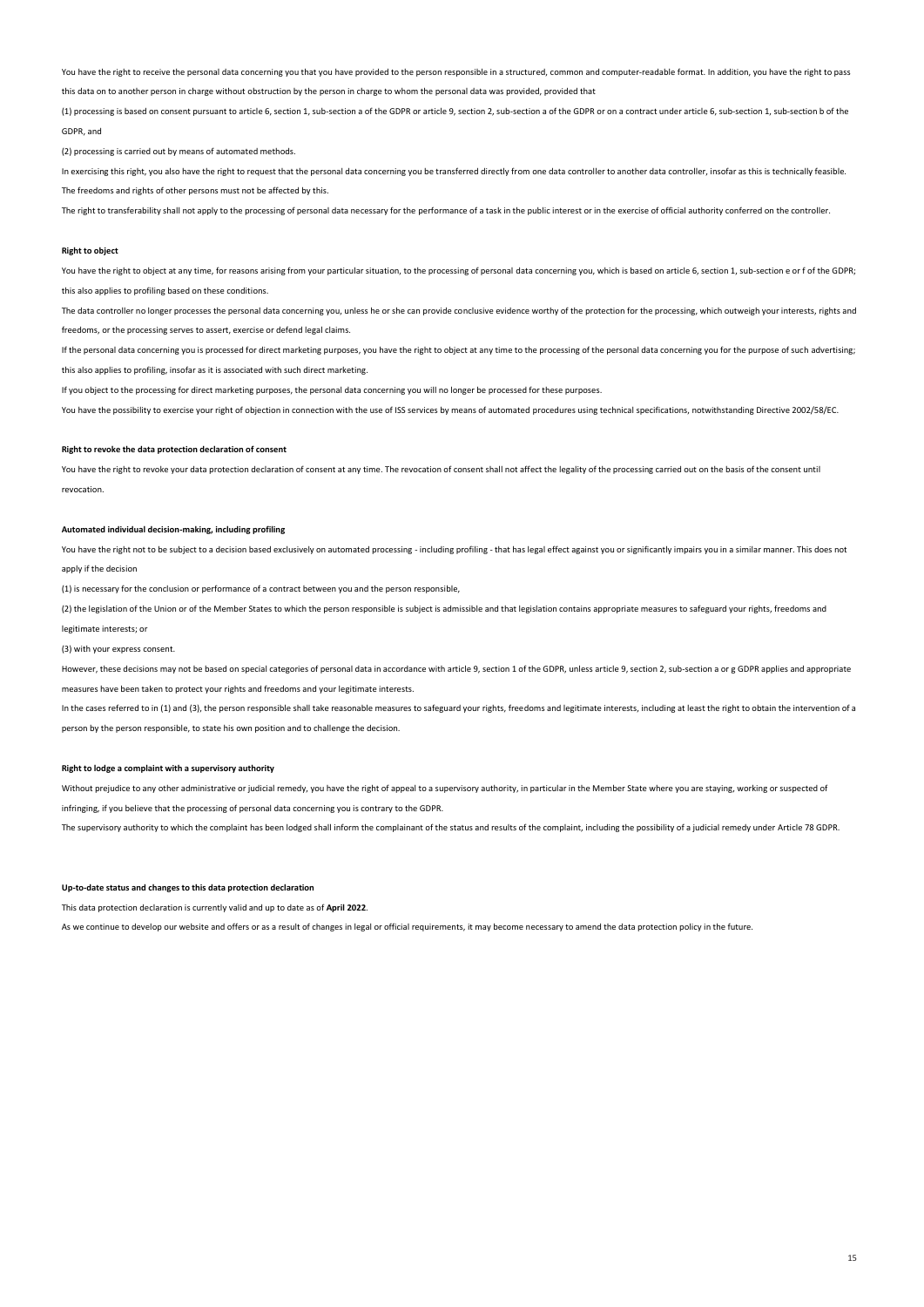You have the right to receive the personal data concerning you that you have provided to the person responsible in a structured, common and computer-readable format. In addition, you have the right to pass this data on to another person in charge without obstruction by the person in charge to whom the personal data was provided, provided that

(1) processing is based on consent pursuant to article 6, section 1, sub-section a of the GDPR or article 9, section 2, sub-section a of the GDPR or on a contract under article 6, sub-section 1, sub-section b of the GDPR, and

(2) processing is carried out by means of automated methods.

In exercising this right, you also have the right to request that the personal data concerning you be transferred directly from one data controller to another data controller, insofar as this is technically feasible. The freedoms and rights of other persons must not be affected by this.

The right to transferability shall not apply to the processing of personal data necessary for the performance of a task in the public interest or in the exercise of official authority conferred on the controller.

**Right to object**

You have the right to object at any time, for reasons arising from your particular situation, to the processing of personal data concerning you, which is based on article 6, section 1, sub-section e or f of the GDPR; this also applies to profiling based on these conditions.

The data controller no longer processes the personal data concerning you, unless he or she can provide conclusive evidence worthy of the protection for the processing, which outweigh your interests, rights and freedoms, or the processing serves to assert, exercise or defend legal claims.

If the personal data concerning you is processed for direct marketing purposes, you have the right to object at any time to the processing of the personal data concerning you for the purpose of such advertising; this also applies to profiling, insofar as it is associated with such direct marketing.

If you object to the processing for direct marketing purposes, the personal data concerning you will no longer be processed for these purposes.

You have the possibility to exercise your right of objection in connection with the use of ISS services by means of automated procedures using technical specifications, notwithstanding Directive 2002/58/EC.

**Right to revoke the data protection declaration of consent**

You have the right to revoke your data protection declaration of consent at any time. The revocation of consent shall not affect the legality of the processing carried out on the basis of the consent until revocation.

**Automated individual decision-making, including profiling**

You have the right not to be subject to a decision based exclusively on automated processing - including profiling - that has legal effect against you or significantly impairs you in a similar manner. This does not apply if the decision

(1) is necessary for the conclusion or performance of a contract between you and the person responsible,

(2) the legislation of the Union or of the Member States to which the person responsible is subject is admissible and that legislation contains appropriate measures to safeguard your rights, freedoms and legitimate interests; or

(3) with your express consent.

However, these decisions may not be based on special categories of personal data in accordance with article 9, section 1 of the GDPR, unless article 9, section 2, sub-section a or g GDPR applies and appropriate measures have been taken to protect your rights and freedoms and your legitimate interests.

In the cases referred to in (1) and (3), the person responsible shall take reasonable measures to safeguard your rights, freedoms and legitimate interests, including at least the right to obtain the intervention of a person by the person responsible, to state his own position and to challenge the decision.

**Right to lodge a complaint with a supervisory authority**

Without prejudice to any other administrative or judicial remedy, you have the right of appeal to a supervisory authority, in particular in the Member State where you are staying, working or suspected of infringing, if you believe that the processing of personal data concerning you is contrary to the GDPR.

The supervisory authority to which the complaint has been lodged shall inform the complainant of the status and results of the complaint, including the possibility of a judicial remedy under Article 78 GDPR.

**Up-to-date status and changes to this data protection declaration**

This data protection declaration is currently valid and up to date as of **April 2022**.

As we continue to develop our website and offers or as a result of changes in legal or official requirements, it may become necessary to amend the data protection policy in the future.